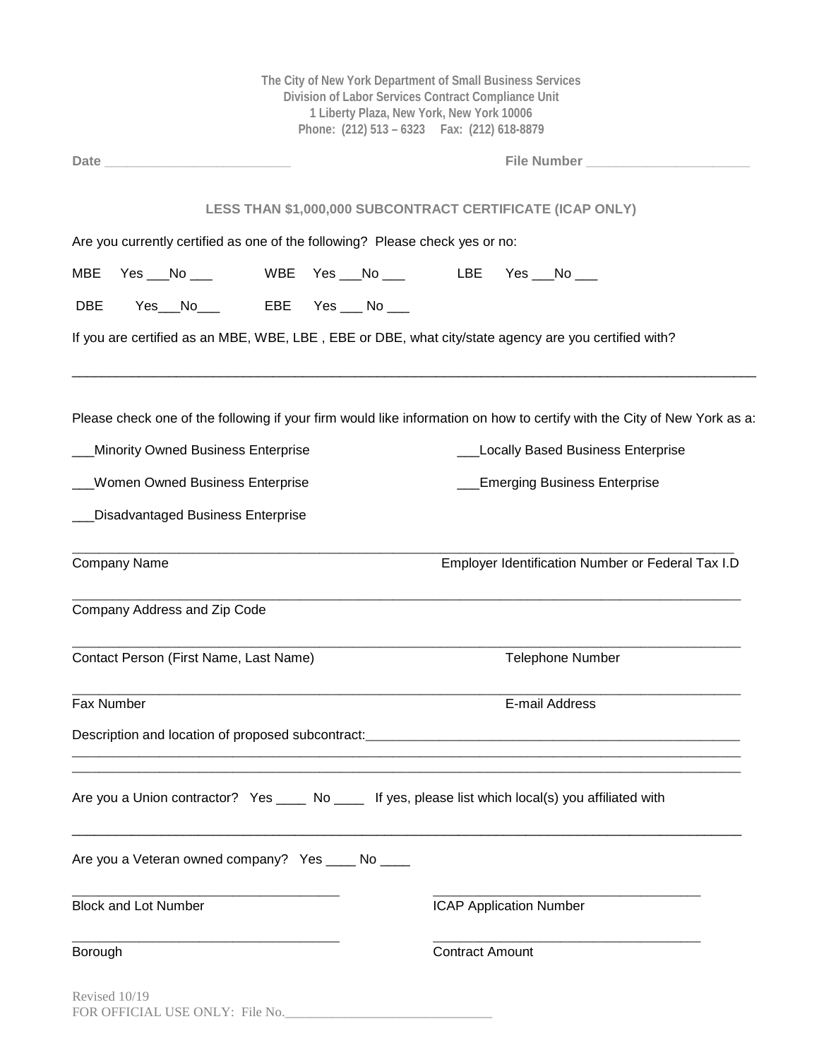**The City of New York Department of Small Business Services**
**Division of Labor Services Contract Compliance Unit**
**1 Liberty Plaza, New York, New York 10006**
**Phone: (212) 513 – 6323 Fax: (212) 618-8879**

**Date** ________________________ **File Number** ______________________

## LESS THAN $1,000,000 SUBCONTRACT CERTIFICATE (ICAP ONLY)

Are you currently certified as one of the following? Please check yes or no:

MBE Yes ___No ___ WBE Yes ___No ___ LBE Yes ___No ___

DBE Yes___No___ EBE Yes ___ No ___

If you are certified as an MBE, WBE, LBE , EBE or DBE, what city/state agency are you certified with?

_____________________________________________________________________________________

Please check one of the following if your firm would like information on how to certify with the City of New York as a:

___Minority Owned Business Enterprise ___Locally Based Business Enterprise

___Women Owned Business Enterprise ___Emerging Business Enterprise

___Disadvantaged Business Enterprise

_____________________________________________________________________________________
Company Name Employer Identification Number or Federal Tax I.D

_____________________________________________________________________________________
Company Address and Zip Code

_____________________________________________________________________________________
Contact Person (First Name, Last Name) Telephone Number

_____________________________________________________________________________________
Fax Number E-mail Address

Description and location of proposed subcontract:_______________________________________________
_____________________________________________________________________________________
_____________________________________________________________________________________

Are you a Union contractor? Yes ____ No ____ If yes, please list which local(s) you affiliated with

_____________________________________________________________________________________

Are you a Veteran owned company? Yes ____ No ____

___________________________________ ___________________________________
Block and Lot Number ICAP Application Number

___________________________________ ___________________________________
Borough Contract Amount

Revised 10/19
FOR OFFICIAL USE ONLY: File No.______________________________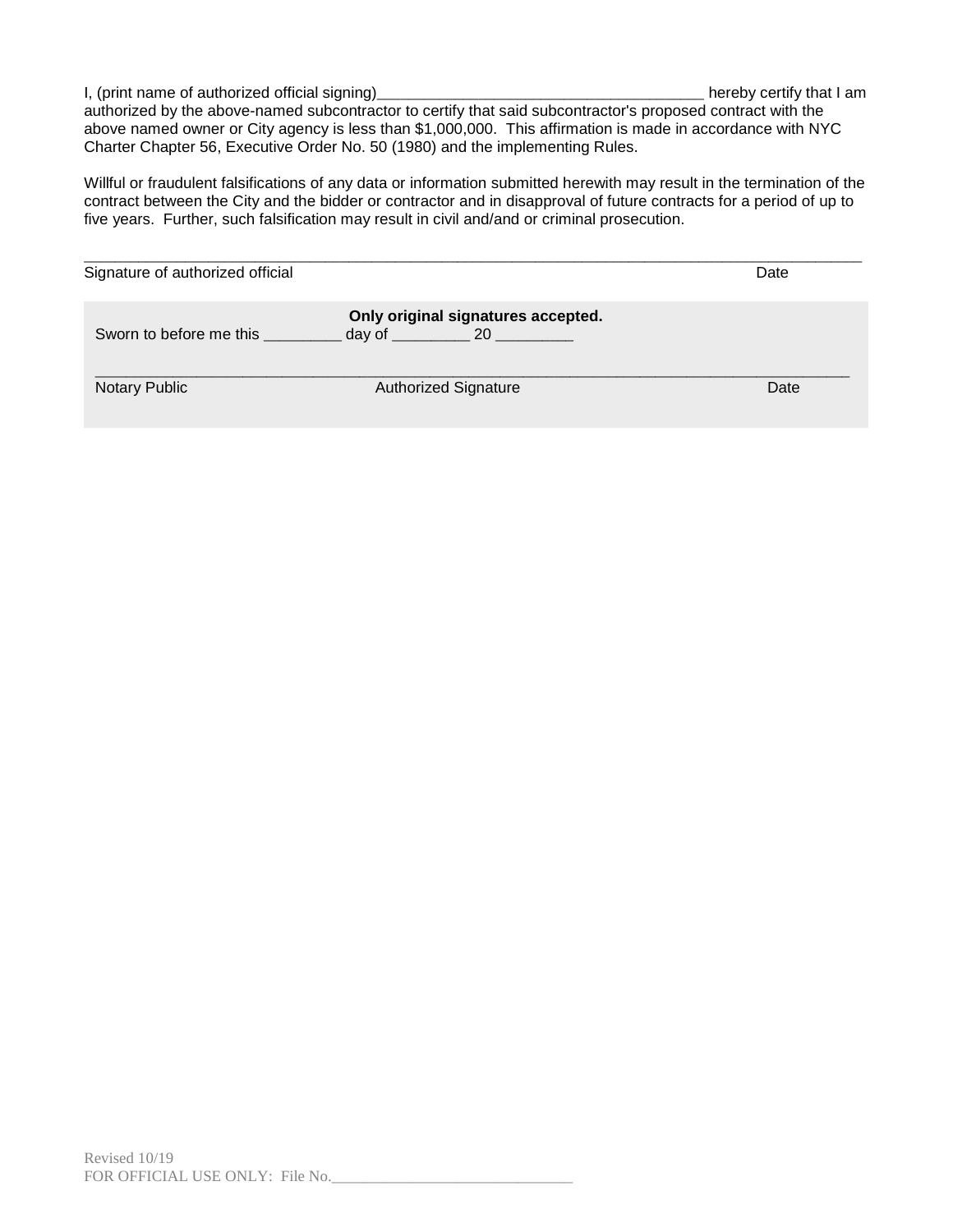I, (print name of authorized official signing)_______________________________________ hereby certify that I am authorized by the above-named subcontractor to certify that said subcontractor's proposed contract with the above named owner or City agency is less than $1,000,000. This affirmation is made in accordance with NYC Charter Chapter 56, Executive Order No. 50 (1980) and the implementing Rules.

Willful or fraudulent falsifications of any data or information submitted herewith may result in the termination of the contract between the City and the bidder or contractor and in disapproval of future contracts for a period of up to five years. Further, such falsification may result in civil and/and or criminal prosecution.

_____________________________________________________________________________________________

Signature of authorized official                                                                                                    Date

**Only original signatures accepted.**

Sworn to before me this _________ day of _________ 20 _________

_____________________________________________________________________________________________

Notary Public                                        Authorized Signature                                                     Date

Revised 10/19

FOR OFFICIAL USE ONLY: File No._______________________________